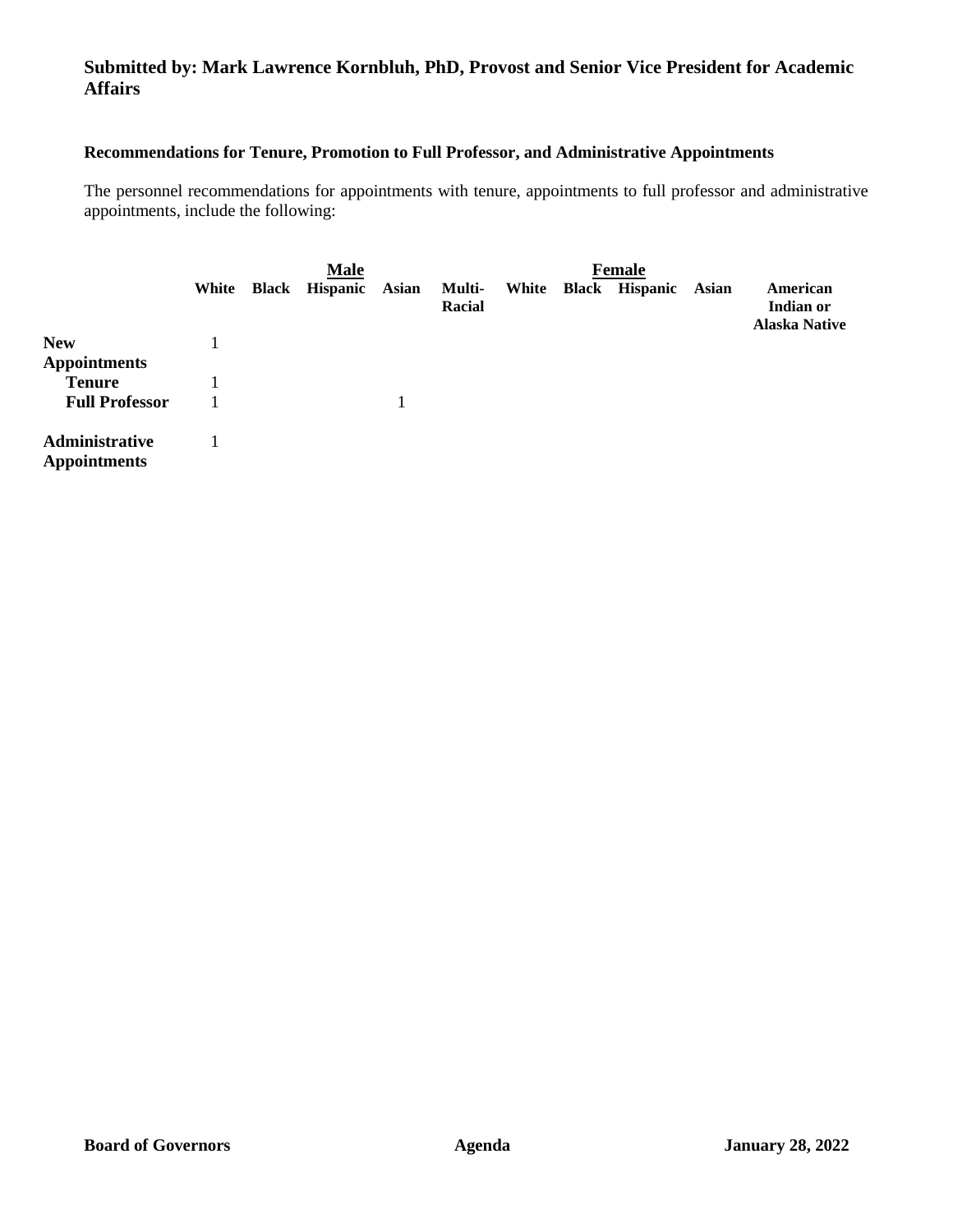**Submitted by: Mark Lawrence Kornbluh, PhD, Provost and Senior Vice President for Academic Affairs**

**Recommendations for Tenure, Promotion to Full Professor, and Administrative Appointments**

The personnel recommendations for appointments with tenure, appointments to full professor and administrative appointments, include the following:

| | Male | | | | | Female | | | | |
|---|---|---|---|---|---|---|---|---|---|---|
| | **White** | **Black** | **Hispanic** | **Asian** | **Multi-Racial** | **White** | **Black** | **Hispanic** | **Asian** | **American Indian or Alaska Native** |
| **New Appointments** | 1 | | | | | | | | | |
| **Tenure** | 1 | | | | | | | | | |
| **Full Professor** | 1 | | | 1 | | | | | | |
| **Administrative Appointments** | 1 | | | | | | | | | |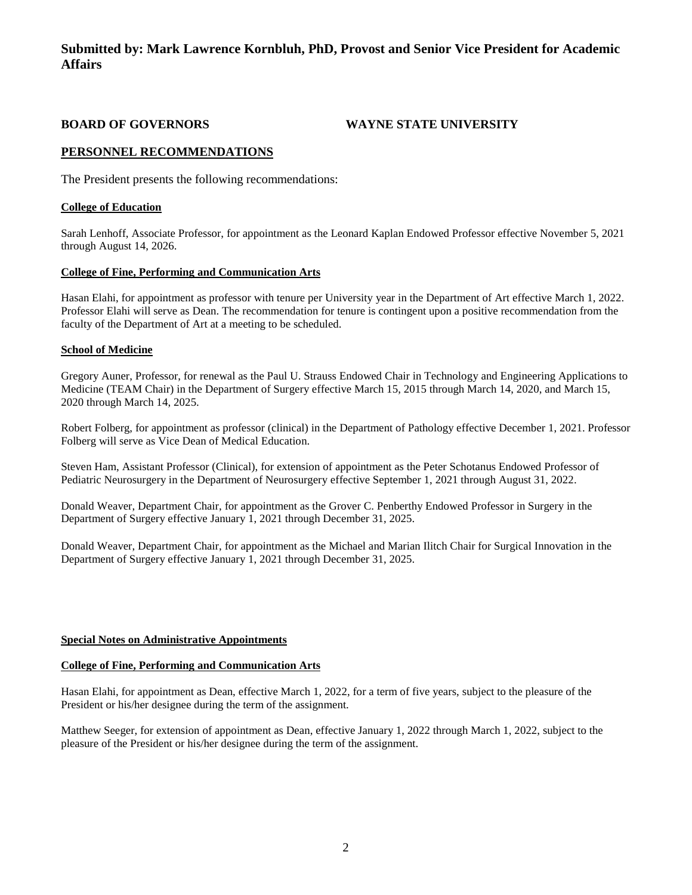**Submitted by: Mark Lawrence Kornbluh, PhD, Provost and Senior Vice President for Academic Affairs**

**BOARD OF GOVERNORS** **WAYNE STATE UNIVERSITY**

## PERSONNEL RECOMMENDATIONS

The President presents the following recommendations:

**College of Education**

Sarah Lenhoff, Associate Professor, for appointment as the Leonard Kaplan Endowed Professor effective November 5, 2021 through August 14, 2026.

**College of Fine, Performing and Communication Arts**

Hasan Elahi, for appointment as professor with tenure per University year in the Department of Art effective March 1, 2022. Professor Elahi will serve as Dean. The recommendation for tenure is contingent upon a positive recommendation from the faculty of the Department of Art at a meeting to be scheduled.

**School of Medicine**

Gregory Auner, Professor, for renewal as the Paul U. Strauss Endowed Chair in Technology and Engineering Applications to Medicine (TEAM Chair) in the Department of Surgery effective March 15, 2015 through March 14, 2020, and March 15, 2020 through March 14, 2025.

Robert Folberg, for appointment as professor (clinical) in the Department of Pathology effective December 1, 2021. Professor Folberg will serve as Vice Dean of Medical Education.

Steven Ham, Assistant Professor (Clinical), for extension of appointment as the Peter Schotanus Endowed Professor of Pediatric Neurosurgery in the Department of Neurosurgery effective September 1, 2021 through August 31, 2022.

Donald Weaver, Department Chair, for appointment as the Grover C. Penberthy Endowed Professor in Surgery in the Department of Surgery effective January 1, 2021 through December 31, 2025.

Donald Weaver, Department Chair, for appointment as the Michael and Marian Ilitch Chair for Surgical Innovation in the Department of Surgery effective January 1, 2021 through December 31, 2025.

**Special Notes on Administrative Appointments**

**College of Fine, Performing and Communication Arts**

Hasan Elahi, for appointment as Dean, effective March 1, 2022, for a term of five years, subject to the pleasure of the President or his/her designee during the term of the assignment.

Matthew Seeger, for extension of appointment as Dean, effective January 1, 2022 through March 1, 2022, subject to the pleasure of the President or his/her designee during the term of the assignment.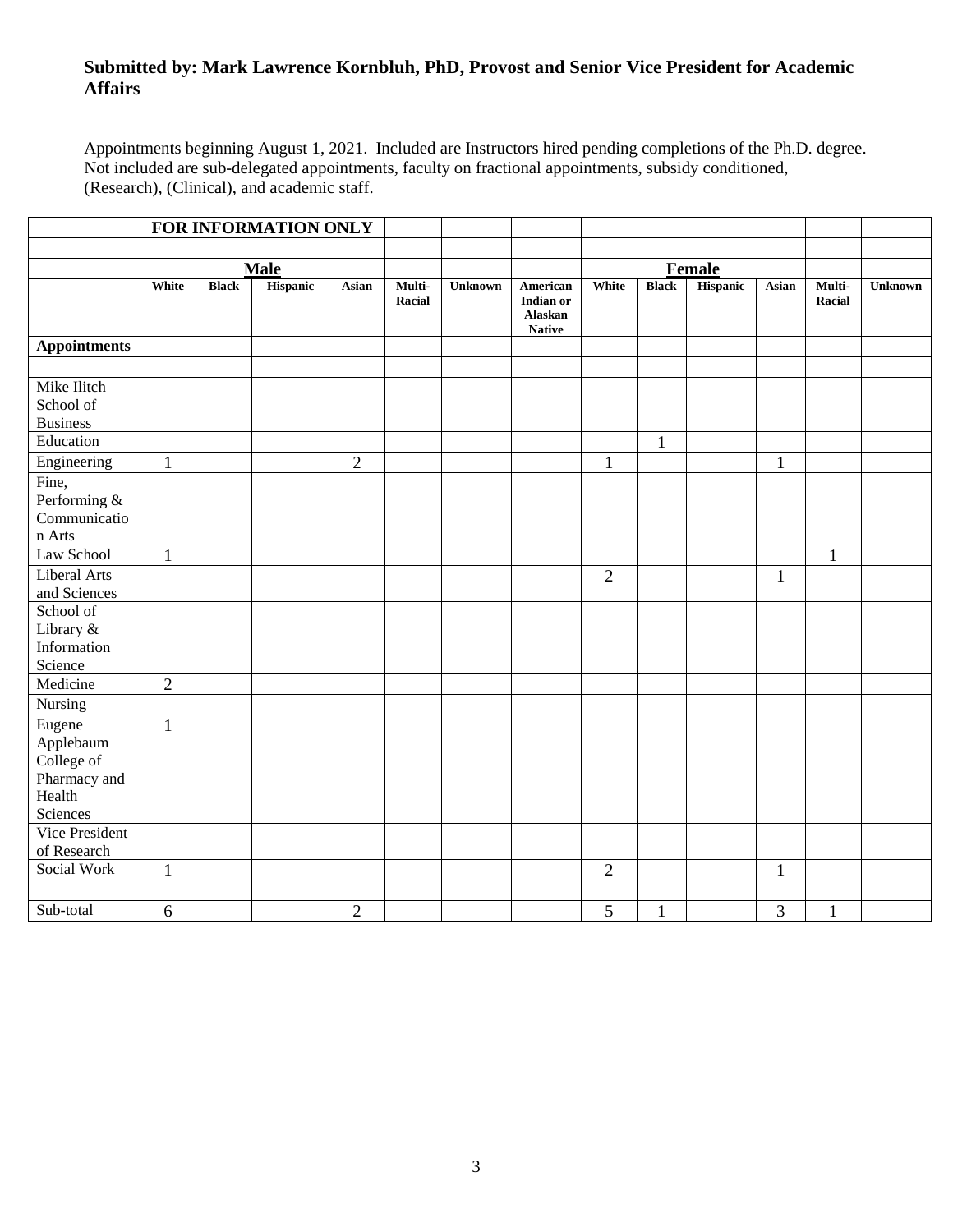**Submitted by: Mark Lawrence Kornbluh, PhD, Provost and Senior Vice President for Academic Affairs**

Appointments beginning August 1, 2021. Included are Instructors hired pending completions of the Ph.D. degree. Not included are sub-delegated appointments, faculty on fractional appointments, subsidy conditioned, (Research), (Clinical), and academic staff.

| | FOR INFORMATION ONLY | | | | | | | | | | | | |
|---|---|---|---|---|---|---|---|---|---|---|---|---|---|
| | | | | | | | | | | | | | |
| | Male | | | | | | | Female | | | | | |
| | White | Black | Hispanic | Asian | Multi-Racial | Unknown | American Indian or Alaskan Native | White | Black | Hispanic | Asian | Multi-Racial | Unknown |
| **Appointments** | | | | | | | | | | | | | |
| | | | | | | | | | | | | | |
| Mike Ilitch School of Business | | | | | | | | | | | | | |
| Education | | | | | | | | | 1 | | | | |
| Engineering | 1 | | | 2 | | | | 1 | | | 1 | | |
| Fine, Performing & Communication Arts | | | | | | | | | | | | | |
| Law School | 1 | | | | | | | | | | | 1 | |
| Liberal Arts and Sciences | | | | | | | | 2 | | | 1 | | |
| School of Library & Information Science | | | | | | | | | | | | | |
| Medicine | 2 | | | | | | | | | | | | |
| Nursing | | | | | | | | | | | | | |
| Eugene Applebaum College of Pharmacy and Health Sciences | 1 | | | | | | | | | | | | |
| Vice President of Research | | | | | | | | | | | | | |
| Social Work | 1 | | | | | | | 2 | | | 1 | | |
| | | | | | | | | | | | | | |
| Sub-total | 6 | | | 2 | | | | 5 | 1 | | 3 | 1 | |